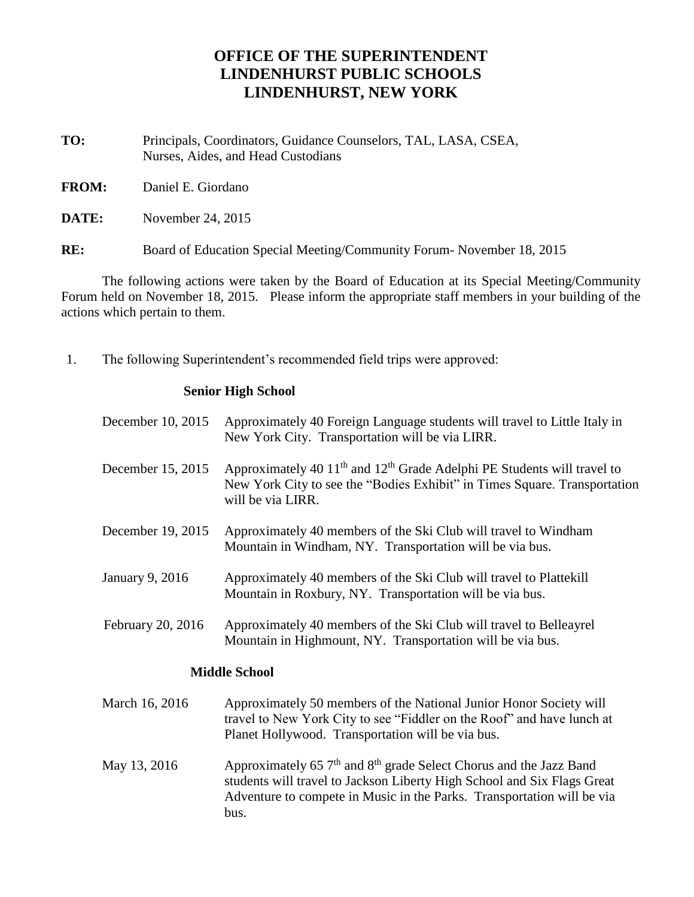# OFFICE OF THE SUPERINTENDENT
# LINDENHURST PUBLIC SCHOOLS
# LINDENHURST, NEW YORK

**TO:** Principals, Coordinators, Guidance Counselors, TAL, LASA, CSEA, Nurses, Aides, and Head Custodians

**FROM:** Daniel E. Giordano

**DATE:** November 24, 2015

**RE:** Board of Education Special Meeting/Community Forum- November 18, 2015

The following actions were taken by the Board of Education at its Special Meeting/Community Forum held on November 18, 2015. Please inform the appropriate staff members in your building of the actions which pertain to them.

1. The following Superintendent's recommended field trips were approved:

**Senior High School**

| | |
|---|---|
| December 10, 2015 | Approximately 40 Foreign Language students will travel to Little Italy in New York City. Transportation will be via LIRR. |
| December 15, 2015 | Approximately 40 11th and 12th Grade Adelphi PE Students will travel to New York City to see the "Bodies Exhibit" in Times Square. Transportation will be via LIRR. |
| December 19, 2015 | Approximately 40 members of the Ski Club will travel to Windham Mountain in Windham, NY. Transportation will be via bus. |
| January 9, 2016 | Approximately 40 members of the Ski Club will travel to Plattekill Mountain in Roxbury, NY. Transportation will be via bus. |
| February 20, 2016 | Approximately 40 members of the Ski Club will travel to Belleayrel Mountain in Highmount, NY. Transportation will be via bus. |

**Middle School**

| | |
|---|---|
| March 16, 2016 | Approximately 50 members of the National Junior Honor Society will travel to New York City to see "Fiddler on the Roof" and have lunch at Planet Hollywood. Transportation will be via bus. |
| May 13, 2016 | Approximately 65 7th and 8th grade Select Chorus and the Jazz Band students will travel to Jackson Liberty High School and Six Flags Great Adventure to compete in Music in the Parks. Transportation will be via bus. |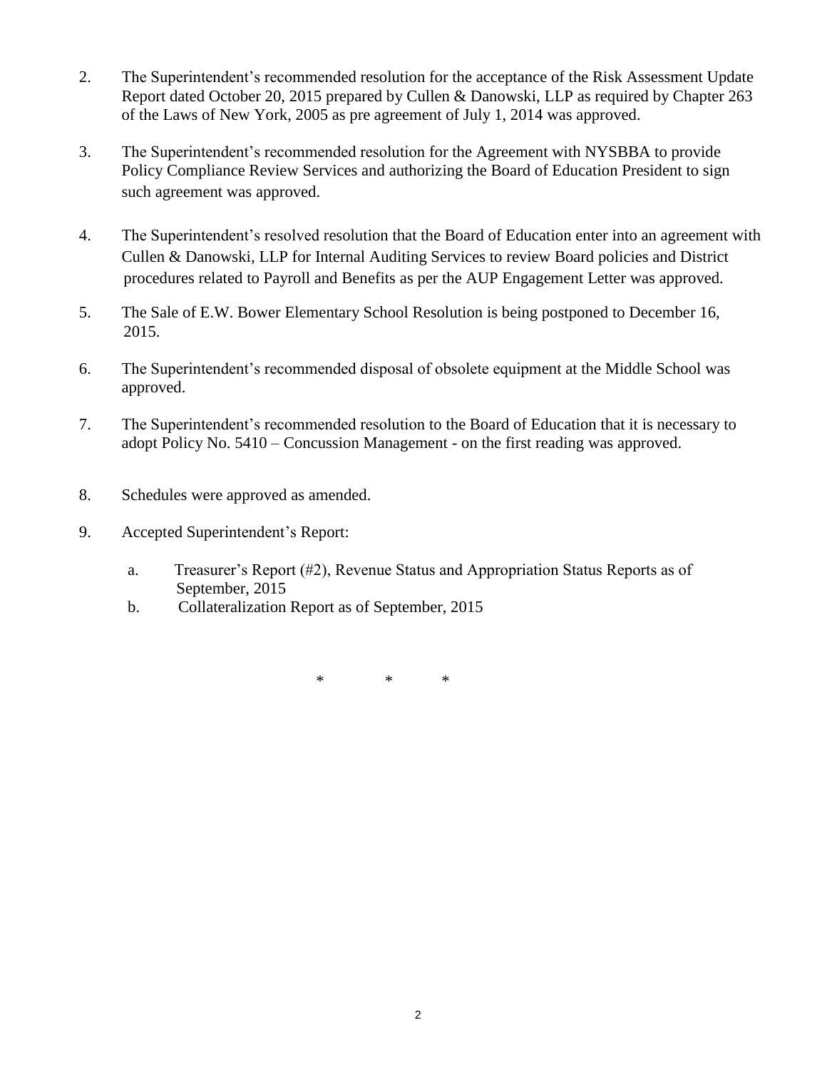2. The Superintendent's recommended resolution for the acceptance of the Risk Assessment Update Report dated October 20, 2015 prepared by Cullen & Danowski, LLP as required by Chapter 263 of the Laws of New York, 2005 as pre agreement of July 1, 2014 was approved.

3. The Superintendent's recommended resolution for the Agreement with NYSBBA to provide Policy Compliance Review Services and authorizing the Board of Education President to sign such agreement was approved.

4. The Superintendent's resolved resolution that the Board of Education enter into an agreement with Cullen & Danowski, LLP for Internal Auditing Services to review Board policies and District procedures related to Payroll and Benefits as per the AUP Engagement Letter was approved.

5. The Sale of E.W. Bower Elementary School Resolution is being postponed to December 16, 2015.

6. The Superintendent's recommended disposal of obsolete equipment at the Middle School was approved.

7. The Superintendent's recommended resolution to the Board of Education that it is necessary to adopt Policy No. 5410 – Concussion Management - on the first reading was approved.

8. Schedules were approved as amended.

9. Accepted Superintendent's Report:

   a. Treasurer's Report (#2), Revenue Status and Appropriation Status Reports as of September, 2015
   b. Collateralization Report as of September, 2015

\* \* \*